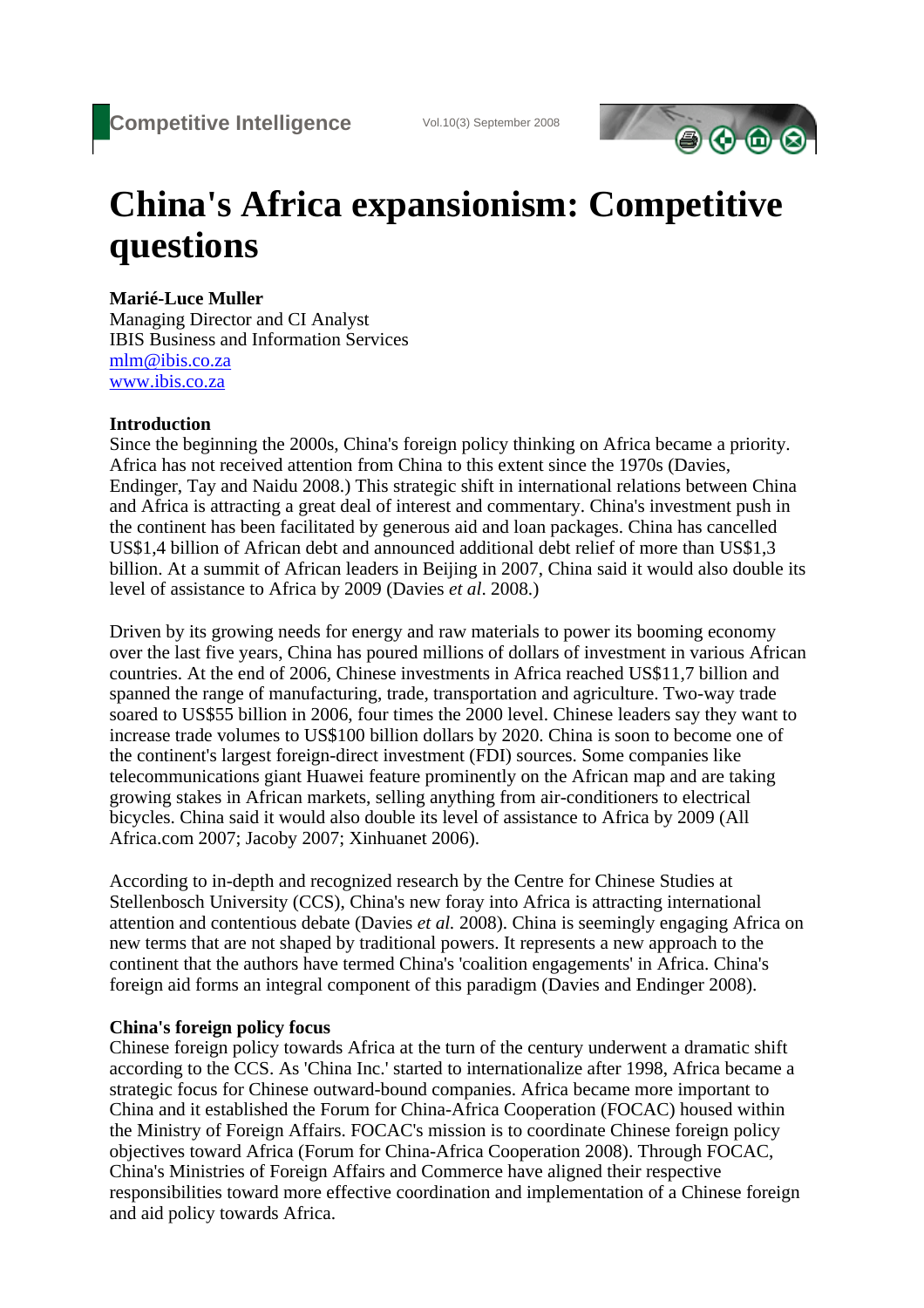# China's Africa expansionism: Competitive questions

**Marié-Luce Muller**
Managing Director and CI Analyst
IBIS Business and Information Services
mlm@ibis.co.za
www.ibis.co.za

**Introduction**

Since the beginning the 2000s, China's foreign policy thinking on Africa became a priority. Africa has not received attention from China to this extent since the 1970s (Davies, Endinger, Tay and Naidu 2008.) This strategic shift in international relations between China and Africa is attracting a great deal of interest and commentary. China's investment push in the continent has been facilitated by generous aid and loan packages. China has cancelled US$1,4 billion of African debt and announced additional debt relief of more than US$1,3 billion. At a summit of African leaders in Beijing in 2007, China said it would also double its level of assistance to Africa by 2009 (Davies *et al*. 2008.)

Driven by its growing needs for energy and raw materials to power its booming economy over the last five years, China has poured millions of dollars of investment in various African countries. At the end of 2006, Chinese investments in Africa reached US$11,7 billion and spanned the range of manufacturing, trade, transportation and agriculture. Two-way trade soared to US$55 billion in 2006, four times the 2000 level. Chinese leaders say they want to increase trade volumes to US$100 billion dollars by 2020. China is soon to become one of the continent's largest foreign-direct investment (FDI) sources. Some companies like telecommunications giant Huawei feature prominently on the African map and are taking growing stakes in African markets, selling anything from air-conditioners to electrical bicycles. China said it would also double its level of assistance to Africa by 2009 (All Africa.com 2007; Jacoby 2007; Xinhuanet 2006).

According to in-depth and recognized research by the Centre for Chinese Studies at Stellenbosch University (CCS), China's new foray into Africa is attracting international attention and contentious debate (Davies *et al.* 2008). China is seemingly engaging Africa on new terms that are not shaped by traditional powers. It represents a new approach to the continent that the authors have termed China's 'coalition engagements' in Africa. China's foreign aid forms an integral component of this paradigm (Davies and Endinger 2008).

**China's foreign policy focus**

Chinese foreign policy towards Africa at the turn of the century underwent a dramatic shift according to the CCS. As 'China Inc.' started to internationalize after 1998, Africa became a strategic focus for Chinese outward-bound companies. Africa became more important to China and it established the Forum for China-Africa Cooperation (FOCAC) housed within the Ministry of Foreign Affairs. FOCAC's mission is to coordinate Chinese foreign policy objectives toward Africa (Forum for China-Africa Cooperation 2008). Through FOCAC, China's Ministries of Foreign Affairs and Commerce have aligned their respective responsibilities toward more effective coordination and implementation of a Chinese foreign and aid policy towards Africa.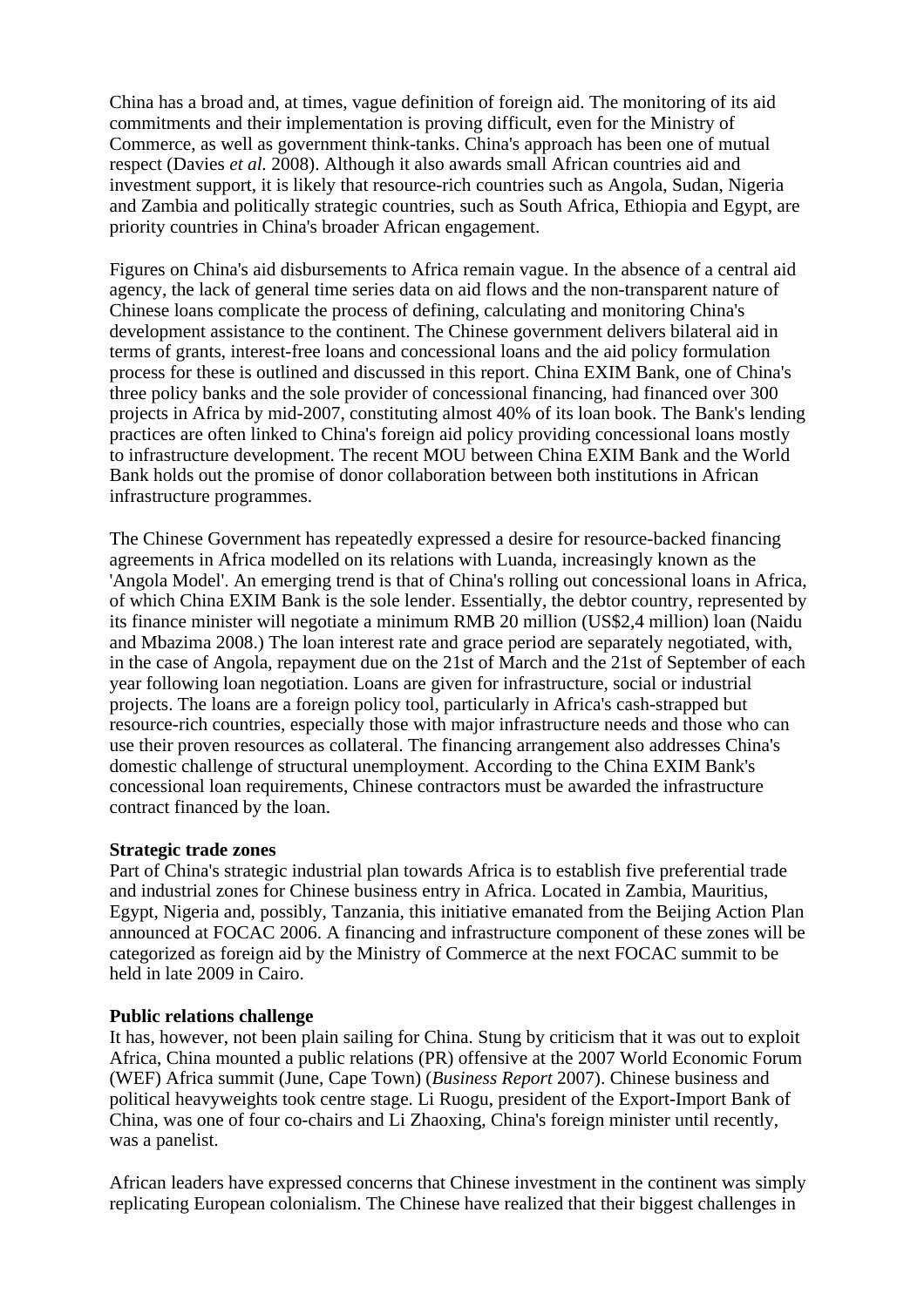China has a broad and, at times, vague definition of foreign aid. The monitoring of its aid commitments and their implementation is proving difficult, even for the Ministry of Commerce, as well as government think-tanks. China's approach has been one of mutual respect (Davies *et al.* 2008). Although it also awards small African countries aid and investment support, it is likely that resource-rich countries such as Angola, Sudan, Nigeria and Zambia and politically strategic countries, such as South Africa, Ethiopia and Egypt, are priority countries in China's broader African engagement.

Figures on China's aid disbursements to Africa remain vague. In the absence of a central aid agency, the lack of general time series data on aid flows and the non-transparent nature of Chinese loans complicate the process of defining, calculating and monitoring China's development assistance to the continent. The Chinese government delivers bilateral aid in terms of grants, interest-free loans and concessional loans and the aid policy formulation process for these is outlined and discussed in this report. China EXIM Bank, one of China's three policy banks and the sole provider of concessional financing, had financed over 300 projects in Africa by mid-2007, constituting almost 40% of its loan book. The Bank's lending practices are often linked to China's foreign aid policy providing concessional loans mostly to infrastructure development. The recent MOU between China EXIM Bank and the World Bank holds out the promise of donor collaboration between both institutions in African infrastructure programmes.

The Chinese Government has repeatedly expressed a desire for resource-backed financing agreements in Africa modelled on its relations with Luanda, increasingly known as the 'Angola Model'. An emerging trend is that of China's rolling out concessional loans in Africa, of which China EXIM Bank is the sole lender. Essentially, the debtor country, represented by its finance minister will negotiate a minimum RMB 20 million (US$2,4 million) loan (Naidu and Mbazima 2008.) The loan interest rate and grace period are separately negotiated, with, in the case of Angola, repayment due on the 21st of March and the 21st of September of each year following loan negotiation. Loans are given for infrastructure, social or industrial projects. The loans are a foreign policy tool, particularly in Africa's cash-strapped but resource-rich countries, especially those with major infrastructure needs and those who can use their proven resources as collateral. The financing arrangement also addresses China's domestic challenge of structural unemployment. According to the China EXIM Bank's concessional loan requirements, Chinese contractors must be awarded the infrastructure contract financed by the loan.

**Strategic trade zones**

Part of China's strategic industrial plan towards Africa is to establish five preferential trade and industrial zones for Chinese business entry in Africa. Located in Zambia, Mauritius, Egypt, Nigeria and, possibly, Tanzania, this initiative emanated from the Beijing Action Plan announced at FOCAC 2006. A financing and infrastructure component of these zones will be categorized as foreign aid by the Ministry of Commerce at the next FOCAC summit to be held in late 2009 in Cairo.

**Public relations challenge**

It has, however, not been plain sailing for China. Stung by criticism that it was out to exploit Africa, China mounted a public relations (PR) offensive at the 2007 World Economic Forum (WEF) Africa summit (June, Cape Town) (*Business Report* 2007). Chinese business and political heavyweights took centre stage. Li Ruogu, president of the Export-Import Bank of China, was one of four co-chairs and Li Zhaoxing, China's foreign minister until recently, was a panelist.

African leaders have expressed concerns that Chinese investment in the continent was simply replicating European colonialism. The Chinese have realized that their biggest challenges in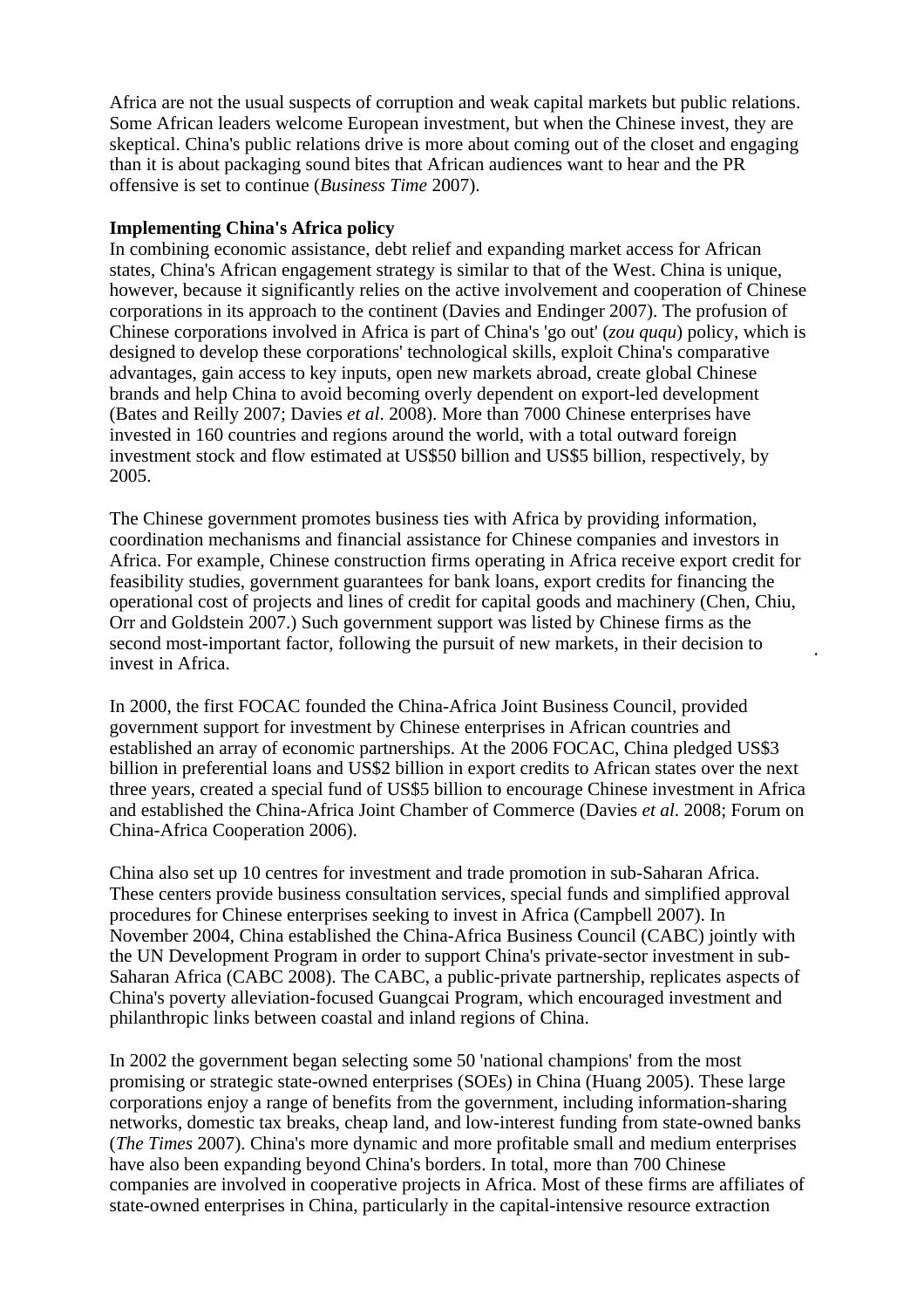Africa are not the usual suspects of corruption and weak capital markets but public relations. Some African leaders welcome European investment, but when the Chinese invest, they are skeptical. China's public relations drive is more about coming out of the closet and engaging than it is about packaging sound bites that African audiences want to hear and the PR offensive is set to continue (*Business Time* 2007).

**Implementing China's Africa policy**

In combining economic assistance, debt relief and expanding market access for African states, China's African engagement strategy is similar to that of the West. China is unique, however, because it significantly relies on the active involvement and cooperation of Chinese corporations in its approach to the continent (Davies and Endinger 2007). The profusion of Chinese corporations involved in Africa is part of China's 'go out' (*zou ququ*) policy, which is designed to develop these corporations' technological skills, exploit China's comparative advantages, gain access to key inputs, open new markets abroad, create global Chinese brands and help China to avoid becoming overly dependent on export-led development (Bates and Reilly 2007; Davies *et al*. 2008). More than 7000 Chinese enterprises have invested in 160 countries and regions around the world, with a total outward foreign investment stock and flow estimated at US$50 billion and US$5 billion, respectively, by 2005.

The Chinese government promotes business ties with Africa by providing information, coordination mechanisms and financial assistance for Chinese companies and investors in Africa. For example, Chinese construction firms operating in Africa receive export credit for feasibility studies, government guarantees for bank loans, export credits for financing the operational cost of projects and lines of credit for capital goods and machinery (Chen, Chiu, Orr and Goldstein 2007.) Such government support was listed by Chinese firms as the second most-important factor, following the pursuit of new markets, in their decision to invest in Africa.

In 2000, the first FOCAC founded the China-Africa Joint Business Council, provided government support for investment by Chinese enterprises in African countries and established an array of economic partnerships. At the 2006 FOCAC, China pledged US$3 billion in preferential loans and US$2 billion in export credits to African states over the next three years, created a special fund of US$5 billion to encourage Chinese investment in Africa and established the China-Africa Joint Chamber of Commerce (Davies *et al*. 2008; Forum on China-Africa Cooperation 2006).

China also set up 10 centres for investment and trade promotion in sub-Saharan Africa. These centers provide business consultation services, special funds and simplified approval procedures for Chinese enterprises seeking to invest in Africa (Campbell 2007). In November 2004, China established the China-Africa Business Council (CABC) jointly with the UN Development Program in order to support China's private-sector investment in sub-Saharan Africa (CABC 2008). The CABC, a public-private partnership, replicates aspects of China's poverty alleviation-focused Guangcai Program, which encouraged investment and philanthropic links between coastal and inland regions of China.

In 2002 the government began selecting some 50 'national champions' from the most promising or strategic state-owned enterprises (SOEs) in China (Huang 2005). These large corporations enjoy a range of benefits from the government, including information-sharing networks, domestic tax breaks, cheap land, and low-interest funding from state-owned banks (*The Times* 2007). China's more dynamic and more profitable small and medium enterprises have also been expanding beyond China's borders. In total, more than 700 Chinese companies are involved in cooperative projects in Africa. Most of these firms are affiliates of state-owned enterprises in China, particularly in the capital-intensive resource extraction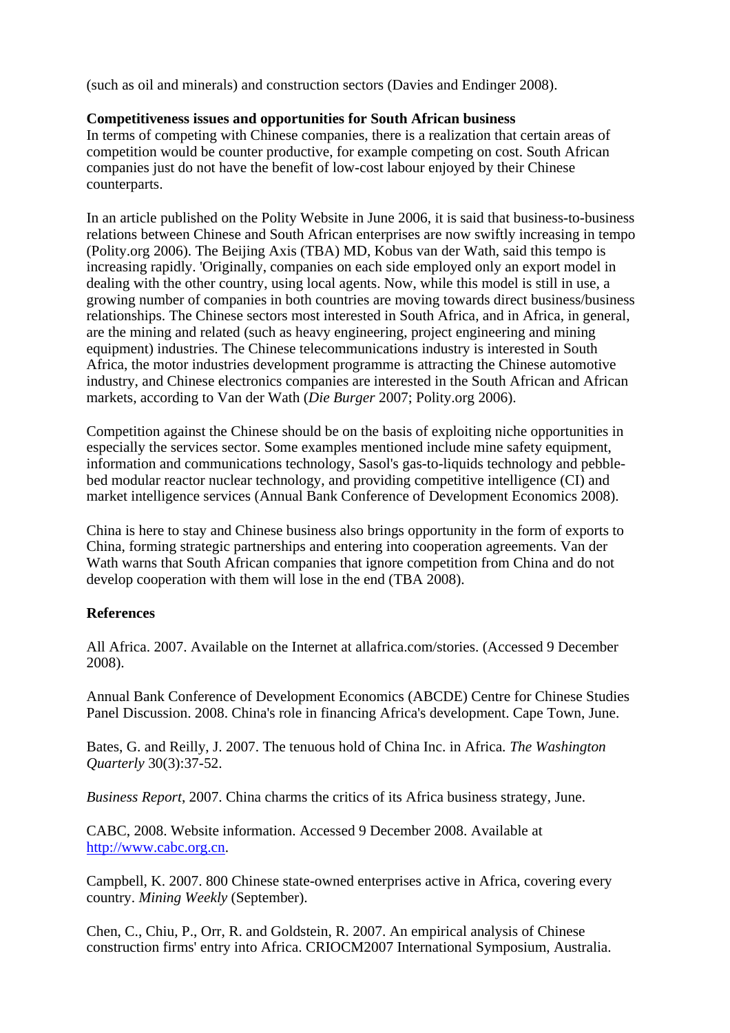(such as oil and minerals) and construction sectors (Davies and Endinger 2008).

**Competitiveness issues and opportunities for South African business**

In terms of competing with Chinese companies, there is a realization that certain areas of competition would be counter productive, for example competing on cost. South African companies just do not have the benefit of low-cost labour enjoyed by their Chinese counterparts.

In an article published on the Polity Website in June 2006, it is said that business-to-business relations between Chinese and South African enterprises are now swiftly increasing in tempo (Polity.org 2006). The Beijing Axis (TBA) MD, Kobus van der Wath, said this tempo is increasing rapidly. 'Originally, companies on each side employed only an export model in dealing with the other country, using local agents. Now, while this model is still in use, a growing number of companies in both countries are moving towards direct business/business relationships. The Chinese sectors most interested in South Africa, and in Africa, in general, are the mining and related (such as heavy engineering, project engineering and mining equipment) industries. The Chinese telecommunications industry is interested in South Africa, the motor industries development programme is attracting the Chinese automotive industry, and Chinese electronics companies are interested in the South African and African markets, according to Van der Wath (*Die Burger* 2007; Polity.org 2006).

Competition against the Chinese should be on the basis of exploiting niche opportunities in especially the services sector. Some examples mentioned include mine safety equipment, information and communications technology, Sasol's gas-to-liquids technology and pebble-bed modular reactor nuclear technology, and providing competitive intelligence (CI) and market intelligence services (Annual Bank Conference of Development Economics 2008).

China is here to stay and Chinese business also brings opportunity in the form of exports to China, forming strategic partnerships and entering into cooperation agreements. Van der Wath warns that South African companies that ignore competition from China and do not develop cooperation with them will lose in the end (TBA 2008).

**References**

All Africa. 2007. Available on the Internet at allafrica.com/stories. (Accessed 9 December 2008).

Annual Bank Conference of Development Economics (ABCDE) Centre for Chinese Studies Panel Discussion. 2008. China's role in financing Africa's development. Cape Town, June.

Bates, G. and Reilly, J. 2007. The tenuous hold of China Inc. in Africa. *The Washington Quarterly* 30(3):37-52.

*Business Report*, 2007. China charms the critics of its Africa business strategy, June.

CABC, 2008. Website information. Accessed 9 December 2008. Available at http://www.cabc.org.cn.

Campbell, K. 2007. 800 Chinese state-owned enterprises active in Africa, covering every country. *Mining Weekly* (September).

Chen, C., Chiu, P., Orr, R. and Goldstein, R. 2007. An empirical analysis of Chinese construction firms' entry into Africa. CRIOCM2007 International Symposium, Australia.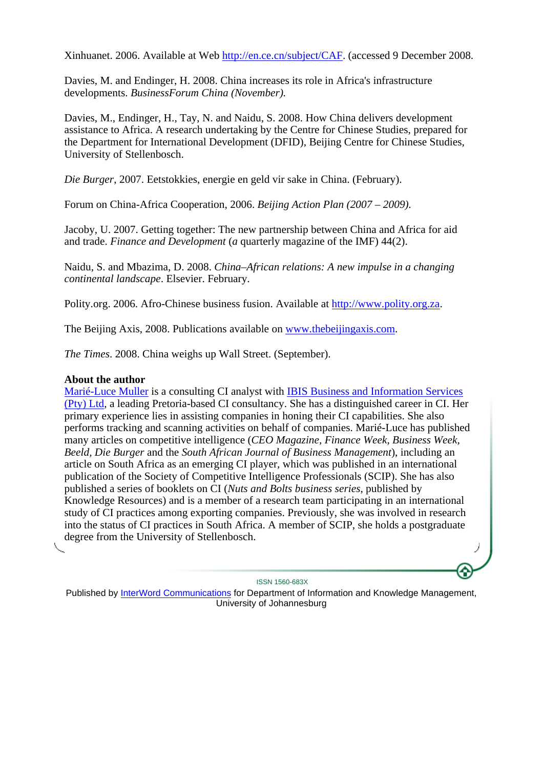Xinhuanet. 2006. Available at Web http://en.ce.cn/subject/CAF. (accessed 9 December 2008.

Davies, M. and Endinger, H. 2008. China increases its role in Africa's infrastructure developments. *BusinessForum China (November).*

Davies, M., Endinger, H., Tay, N. and Naidu, S. 2008. How China delivers development assistance to Africa. A research undertaking by the Centre for Chinese Studies, prepared for the Department for International Development (DFID), Beijing Centre for Chinese Studies, University of Stellenbosch.

*Die Burger*, 2007. Eetstokkies, energie en geld vir sake in China. (February).

Forum on China-Africa Cooperation, 2006. *Beijing Action Plan (2007 – 2009).*

Jacoby, U. 2007. Getting together: The new partnership between China and Africa for aid and trade. *Finance and Development* (*a* quarterly magazine of the IMF) 44(2).

Naidu, S. and Mbazima, D. 2008. *China–African relations: A new impulse in a changing continental landscape*. Elsevier. February.

Polity.org. 2006. Afro-Chinese business fusion. Available at http://www.polity.org.za.

The Beijing Axis, 2008. Publications available on www.thebeijingaxis.com.

*The Times*. 2008. China weighs up Wall Street. (September).

**About the author**

Marié-Luce Muller is a consulting CI analyst with IBIS Business and Information Services (Pty) Ltd, a leading Pretoria-based CI consultancy. She has a distinguished career in CI. Her primary experience lies in assisting companies in honing their CI capabilities. She also performs tracking and scanning activities on behalf of companies. Marié-Luce has published many articles on competitive intelligence (*CEO Magazine, Finance Week, Business Week, Beeld, Die Burger* and the *South African Journal of Business Management*), including an article on South Africa as an emerging CI player, which was published in an international publication of the Society of Competitive Intelligence Professionals (SCIP). She has also published a series of booklets on CI (*Nuts and Bolts business series*, published by Knowledge Resources) and is a member of a research team participating in an international study of CI practices among exporting companies. Previously, she was involved in research into the status of CI practices in South Africa. A member of SCIP, she holds a postgraduate degree from the University of Stellenbosch.

ISSN 1560-683X

Published by InterWord Communications for Department of Information and Knowledge Management, University of Johannesburg